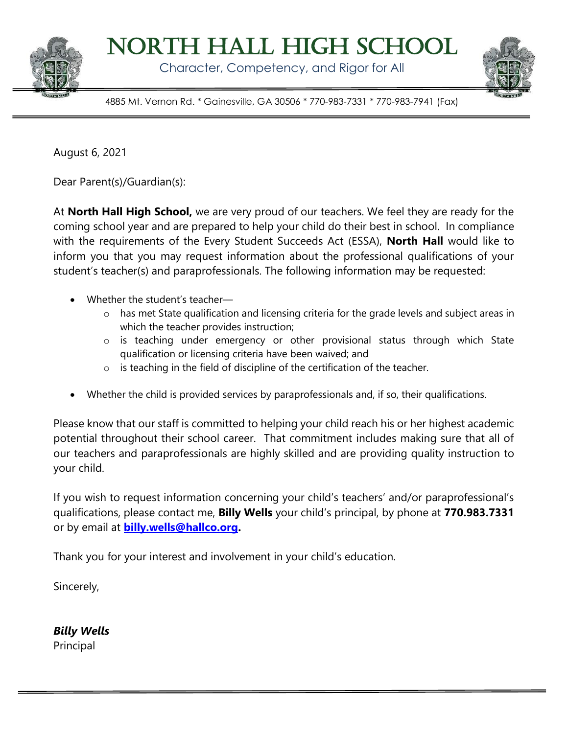# NORTH HALL HIGH SCHOOL

Character, Competency, and Rigor for All

4885 Mt. Vernon Rd. * Gainesville, GA 30506 * 770-983-7331 * 770-983-7941 (Fax)

August 6, 2021

Dear Parent(s)/Guardian(s):

At **North Hall High School,** we are very proud of our teachers. We feel they are ready for the coming school year and are prepared to help your child do their best in school. In compliance with the requirements of the Every Student Succeeds Act (ESSA), **North Hall** would like to inform you that you may request information about the professional qualifications of your student's teacher(s) and paraprofessionals. The following information may be requested:

- Whether the student's teacher—
  - has met State qualification and licensing criteria for the grade levels and subject areas in which the teacher provides instruction;
  - is teaching under emergency or other provisional status through which State qualification or licensing criteria have been waived; and
  - is teaching in the field of discipline of the certification of the teacher.
- Whether the child is provided services by paraprofessionals and, if so, their qualifications.

Please know that our staff is committed to helping your child reach his or her highest academic potential throughout their school career. That commitment includes making sure that all of our teachers and paraprofessionals are highly skilled and are providing quality instruction to your child.

If you wish to request information concerning your child's teachers' and/or paraprofessional's qualifications, please contact me, **Billy Wells** your child's principal, by phone at **770.983.7331** or by email at **billy.wells@hallco.org.**

Thank you for your interest and involvement in your child's education.

Sincerely,

***Billy Wells***
Principal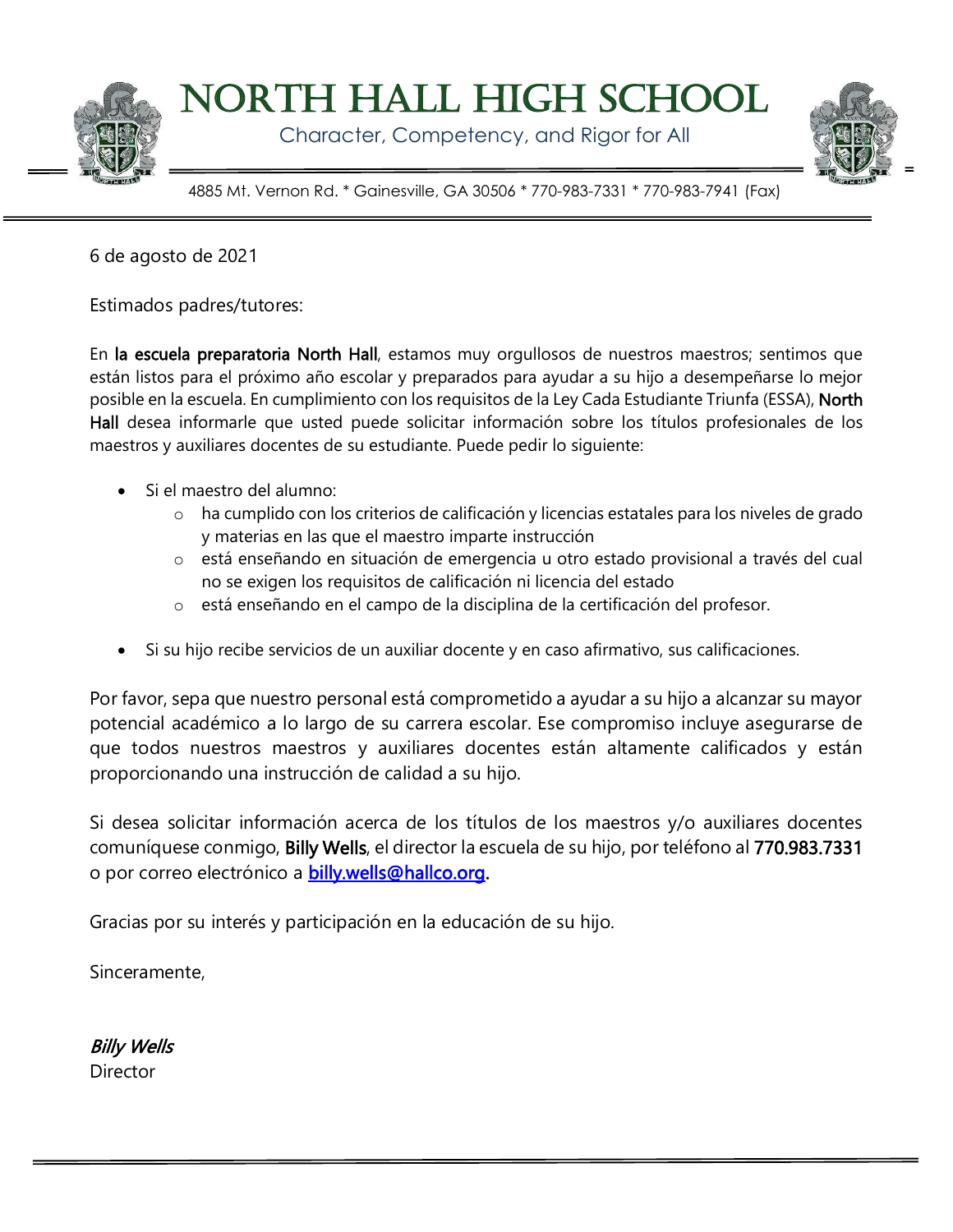# NORTH HALL HIGH SCHOOL

Character, Competency, and Rigor for All

4885 Mt. Vernon Rd. * Gainesville, GA 30506 * 770-983-7331 * 770-983-7941 (Fax)

6 de agosto de 2021

Estimados padres/tutores:

En **la escuela preparatoria North Hall**, estamos muy orgullosos de nuestros maestros; sentimos que están listos para el próximo año escolar y preparados para ayudar a su hijo a desempeñarse lo mejor posible en la escuela. En cumplimiento con los requisitos de la Ley Cada Estudiante Triunfa (ESSA), **North Hall** desea informarle que usted puede solicitar información sobre los títulos profesionales de los maestros y auxiliares docentes de su estudiante. Puede pedir lo siguiente:

- Si el maestro del alumno:
  - ha cumplido con los criterios de calificación y licencias estatales para los niveles de grado y materias en las que el maestro imparte instrucción
  - está enseñando en situación de emergencia u otro estado provisional a través del cual no se exigen los requisitos de calificación ni licencia del estado
  - está enseñando en el campo de la disciplina de la certificación del profesor.
- Si su hijo recibe servicios de un auxiliar docente y en caso afirmativo, sus calificaciones.

Por favor, sepa que nuestro personal está comprometido a ayudar a su hijo a alcanzar su mayor potencial académico a lo largo de su carrera escolar. Ese compromiso incluye asegurarse de que todos nuestros maestros y auxiliares docentes están altamente calificados y están proporcionando una instrucción de calidad a su hijo.

Si desea solicitar información acerca de los títulos de los maestros y/o auxiliares docentes comuníquese conmigo, **Billy Wells**, el director la escuela de su hijo, por teléfono al **770.983.7331** o por correo electrónico a billy.wells@hallco.org.

Gracias por su interés y participación en la educación de su hijo.

Sinceramente,

***Billy Wells***
Director